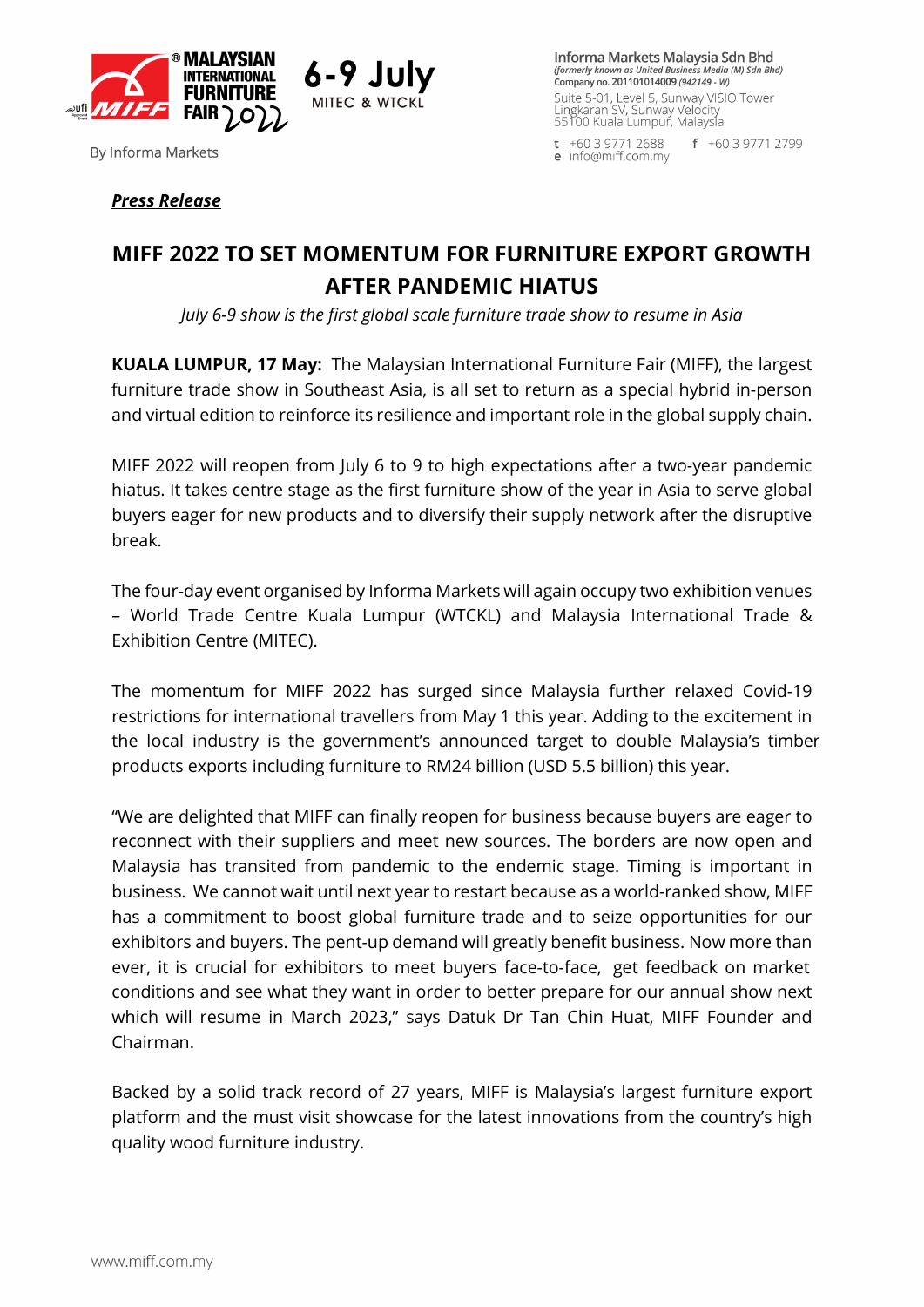**MALAYSIAN INTERNATIONAL FURNITURE FAIR 2022**

**6-9 July**
MITEC & WTCKL

By Informa Markets

**Informa Markets Malaysia Sdn Bhd**
*(formerly known as United Business Media (M) Sdn Bhd)*
Company no. 201101014009 *(942149 - W)*
Suite 5-01, Level 5, Sunway VISIO Tower
Lingkaran SV, Sunway Velocity
55100 Kuala Lumpur, Malaysia

t +60 3 9771 2688 f +60 3 9771 2799
e info@miff.com.my

***Press Release***

# MIFF 2022 TO SET MOMENTUM FOR FURNITURE EXPORT GROWTH AFTER PANDEMIC HIATUS

*July 6-9 show is the first global scale furniture trade show to resume in Asia*

**KUALA LUMPUR, 17 May:** The Malaysian International Furniture Fair (MIFF), the largest furniture trade show in Southeast Asia, is all set to return as a special hybrid in-person and virtual edition to reinforce its resilience and important role in the global supply chain.

MIFF 2022 will reopen from July 6 to 9 to high expectations after a two-year pandemic hiatus. It takes centre stage as the first furniture show of the year in Asia to serve global buyers eager for new products and to diversify their supply network after the disruptive break.

The four-day event organised by Informa Markets will again occupy two exhibition venues – World Trade Centre Kuala Lumpur (WTCKL) and Malaysia International Trade & Exhibition Centre (MITEC).

The momentum for MIFF 2022 has surged since Malaysia further relaxed Covid-19 restrictions for international travellers from May 1 this year. Adding to the excitement in the local industry is the government's announced target to double Malaysia's timber products exports including furniture to RM24 billion (USD 5.5 billion) this year.

"We are delighted that MIFF can finally reopen for business because buyers are eager to reconnect with their suppliers and meet new sources. The borders are now open and Malaysia has transited from pandemic to the endemic stage. Timing is important in business. We cannot wait until next year to restart because as a world-ranked show, MIFF has a commitment to boost global furniture trade and to seize opportunities for our exhibitors and buyers. The pent-up demand will greatly benefit business. Now more than ever, it is crucial for exhibitors to meet buyers face-to-face, get feedback on market conditions and see what they want in order to better prepare for our annual show next which will resume in March 2023," says Datuk Dr Tan Chin Huat, MIFF Founder and Chairman.

Backed by a solid track record of 27 years, MIFF is Malaysia's largest furniture export platform and the must visit showcase for the latest innovations from the country's high quality wood furniture industry.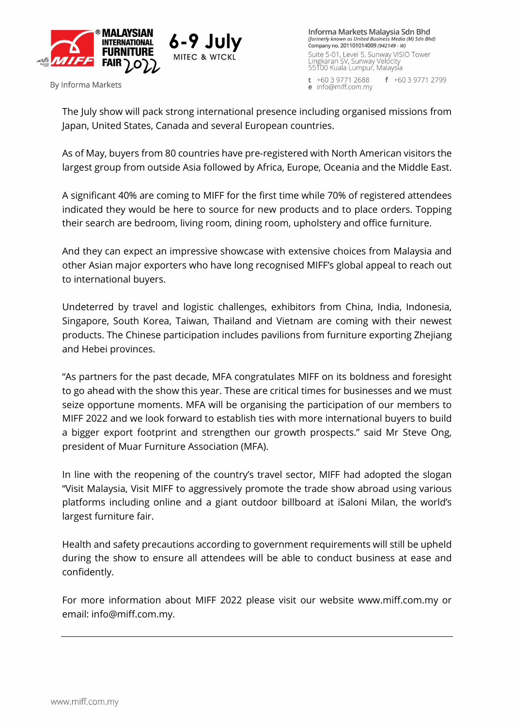The July show will pack strong international presence including organised missions from Japan, United States, Canada and several European countries.

As of May, buyers from 80 countries have pre-registered with North American visitors the largest group from outside Asia followed by Africa, Europe, Oceania and the Middle East.

A significant 40% are coming to MIFF for the first time while 70% of registered attendees indicated they would be here to source for new products and to place orders. Topping their search are bedroom, living room, dining room, upholstery and office furniture.

And they can expect an impressive showcase with extensive choices from Malaysia and other Asian major exporters who have long recognised MIFF's global appeal to reach out to international buyers.

Undeterred by travel and logistic challenges, exhibitors from China, India, Indonesia, Singapore, South Korea, Taiwan, Thailand and Vietnam are coming with their newest products. The Chinese participation includes pavilions from furniture exporting Zhejiang and Hebei provinces.

"As partners for the past decade, MFA congratulates MIFF on its boldness and foresight to go ahead with the show this year. These are critical times for businesses and we must seize opportune moments. MFA will be organising the participation of our members to MIFF 2022 and we look forward to establish ties with more international buyers to build a bigger export footprint and strengthen our growth prospects." said Mr Steve Ong, president of Muar Furniture Association (MFA).

In line with the reopening of the country's travel sector, MIFF had adopted the slogan "Visit Malaysia, Visit MIFF to aggressively promote the trade show abroad using various platforms including online and a giant outdoor billboard at iSaloni Milan, the world's largest furniture fair.

Health and safety precautions according to government requirements will still be upheld during the show to ensure all attendees will be able to conduct business at ease and confidently.

For more information about MIFF 2022 please visit our website www.miff.com.my or email: info@miff.com.my.

---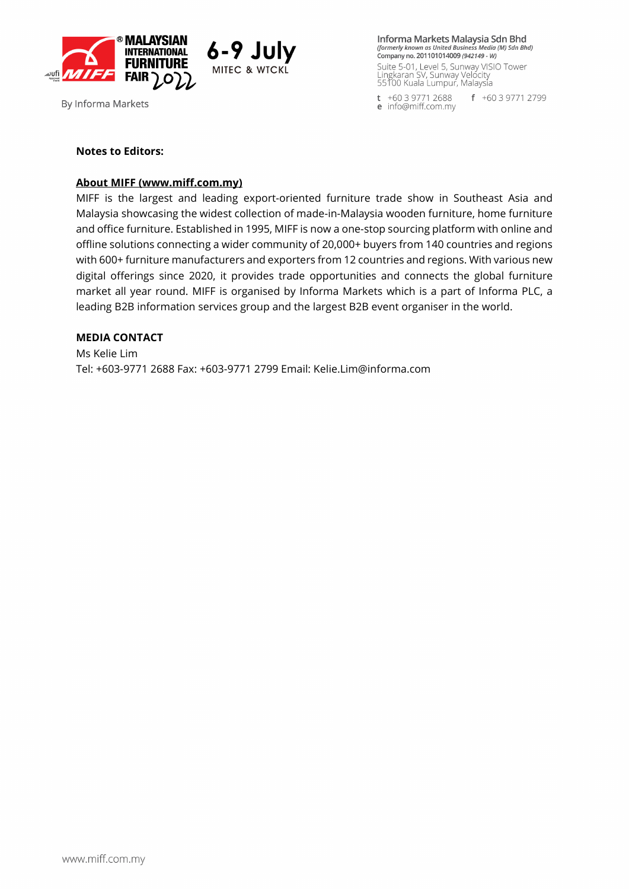**Notes to Editors:**

**About MIFF (www.miff.com.my)**

MIFF is the largest and leading export-oriented furniture trade show in Southeast Asia and Malaysia showcasing the widest collection of made-in-Malaysia wooden furniture, home furniture and office furniture. Established in 1995, MIFF is now a one-stop sourcing platform with online and offline solutions connecting a wider community of 20,000+ buyers from 140 countries and regions with 600+ furniture manufacturers and exporters from 12 countries and regions. With various new digital offerings since 2020, it provides trade opportunities and connects the global furniture market all year round. MIFF is organised by Informa Markets which is a part of Informa PLC, a leading B2B information services group and the largest B2B event organiser in the world.

**MEDIA CONTACT**

Ms Kelie Lim

Tel: +603-9771 2688 Fax: +603-9771 2799 Email: Kelie.Lim@informa.com